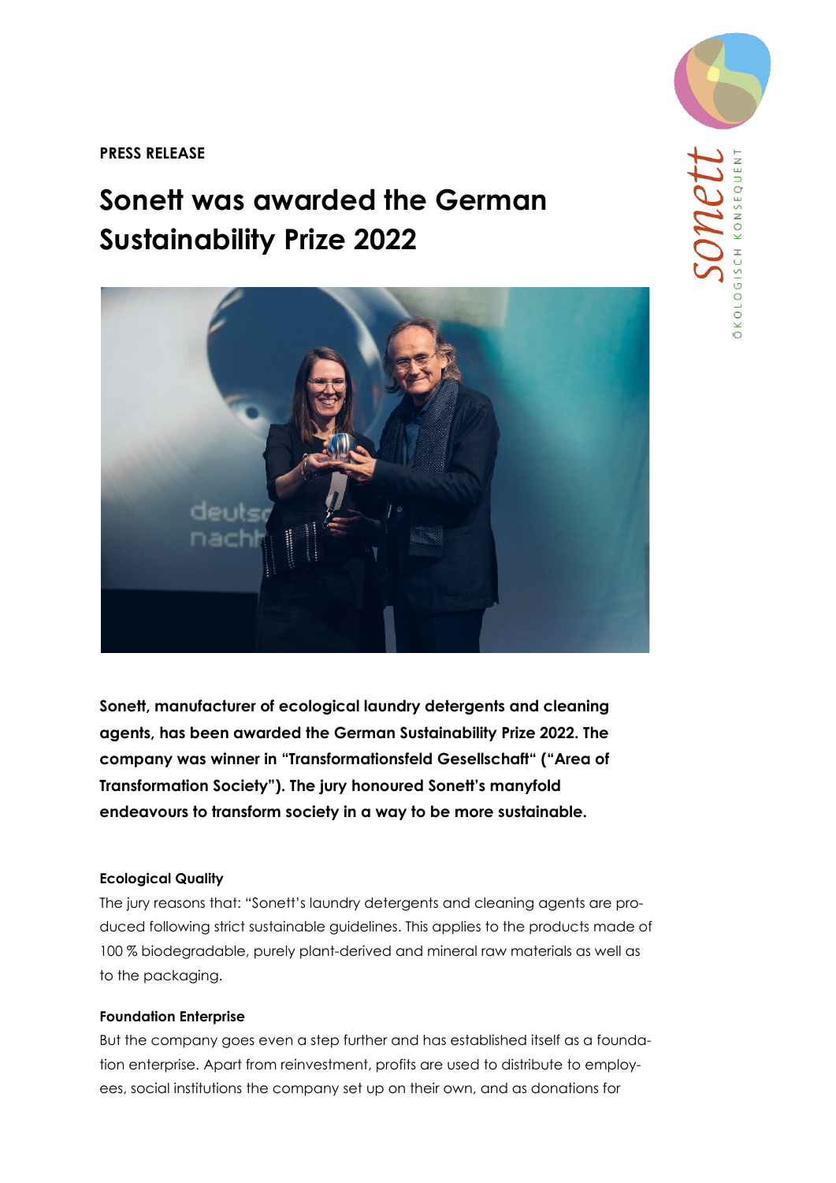**PRESS RELEASE**

# Sonett was awarded the German Sustainability Prize 2022

**Sonett, manufacturer of ecological laundry detergents and cleaning agents, has been awarded the German Sustainability Prize 2022. The company was winner in "Transformationsfeld Gesellschaft" ("Area of Transformation Society"). The jury honoured Sonett's manyfold endeavours to transform society in a way to be more sustainable.**

### Ecological Quality

The jury reasons that: "Sonett's laundry detergents and cleaning agents are produced following strict sustainable guidelines. This applies to the products made of 100 % biodegradable, purely plant-derived and mineral raw materials as well as to the packaging.

### Foundation Enterprise

But the company goes even a step further and has established itself as a foundation enterprise. Apart from reinvestment, profits are used to distribute to employees, social institutions the company set up on their own, and as donations for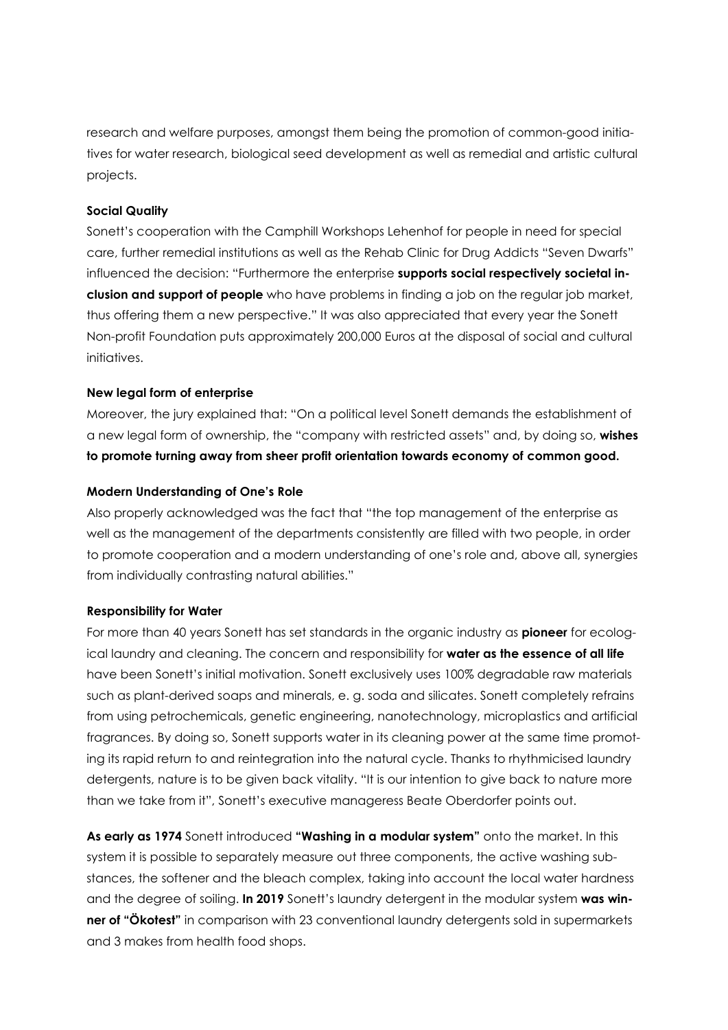research and welfare purposes, amongst them being the promotion of common-good initiatives for water research, biological seed development as well as remedial and artistic cultural projects.

**Social Quality**

Sonett's cooperation with the Camphill Workshops Lehenhof for people in need for special care, further remedial institutions as well as the Rehab Clinic for Drug Addicts "Seven Dwarfs" influenced the decision: "Furthermore the enterprise **supports social respectively societal inclusion and support of people** who have problems in finding a job on the regular job market, thus offering them a new perspective." It was also appreciated that every year the Sonett Non-profit Foundation puts approximately 200,000 Euros at the disposal of social and cultural initiatives.

**New legal form of enterprise**

Moreover, the jury explained that: "On a political level Sonett demands the establishment of a new legal form of ownership, the "company with restricted assets" and, by doing so, **wishes to promote turning away from sheer profit orientation towards economy of common good.**

**Modern Understanding of One's Role**

Also properly acknowledged was the fact that "the top management of the enterprise as well as the management of the departments consistently are filled with two people, in order to promote cooperation and a modern understanding of one's role and, above all, synergies from individually contrasting natural abilities."

**Responsibility for Water**

For more than 40 years Sonett has set standards in the organic industry as **pioneer** for ecological laundry and cleaning. The concern and responsibility for **water as the essence of all life** have been Sonett's initial motivation. Sonett exclusively uses 100% degradable raw materials such as plant-derived soaps and minerals, e. g. soda and silicates. Sonett completely refrains from using petrochemicals, genetic engineering, nanotechnology, microplastics and artificial fragrances. By doing so, Sonett supports water in its cleaning power at the same time promoting its rapid return to and reintegration into the natural cycle. Thanks to rhythmicised laundry detergents, nature is to be given back vitality. "It is our intention to give back to nature more than we take from it", Sonett's executive manageress Beate Oberdorfer points out.

**As early as 1974** Sonett introduced **"Washing in a modular system"** onto the market. In this system it is possible to separately measure out three components, the active washing substances, the softener and the bleach complex, taking into account the local water hardness and the degree of soiling. **In 2019** Sonett's laundry detergent in the modular system **was winner of "Ökotest"** in comparison with 23 conventional laundry detergents sold in supermarkets and 3 makes from health food shops.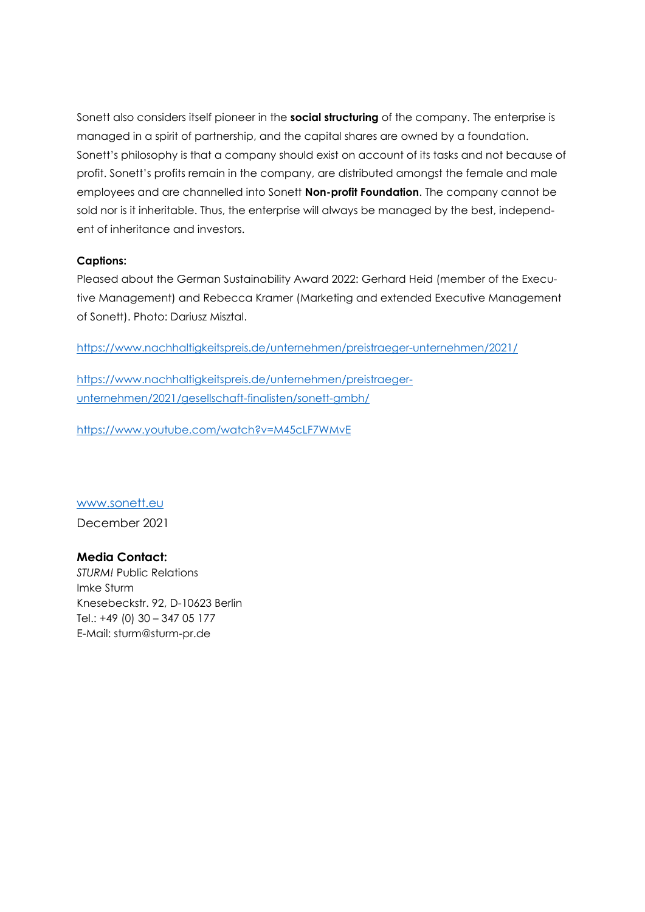Sonett also considers itself pioneer in the **social structuring** of the company. The enterprise is managed in a spirit of partnership, and the capital shares are owned by a foundation. Sonett's philosophy is that a company should exist on account of its tasks and not because of profit. Sonett's profits remain in the company, are distributed amongst the female and male employees and are channelled into Sonett **Non-profit Foundation**. The company cannot be sold nor is it inheritable. Thus, the enterprise will always be managed by the best, independent of inheritance and investors.

**Captions:**
Pleased about the German Sustainability Award 2022: Gerhard Heid (member of the Executive Management) and Rebecca Kramer (Marketing and extended Executive Management of Sonett). Photo: Dariusz Misztal.

https://www.nachhaltigkeitspreis.de/unternehmen/preistraeger-unternehmen/2021/

https://www.nachhaltigkeitspreis.de/unternehmen/preistraeger-unternehmen/2021/gesellschaft-finalisten/sonett-gmbh/

https://www.youtube.com/watch?v=M45cLF7WMvE

www.sonett.eu
December 2021

**Media Contact:**
*STURM!* Public Relations
Imke Sturm
Knesebeckstr. 92, D-10623 Berlin
Tel.: +49 (0) 30 – 347 05 177
E-Mail: sturm@sturm-pr.de